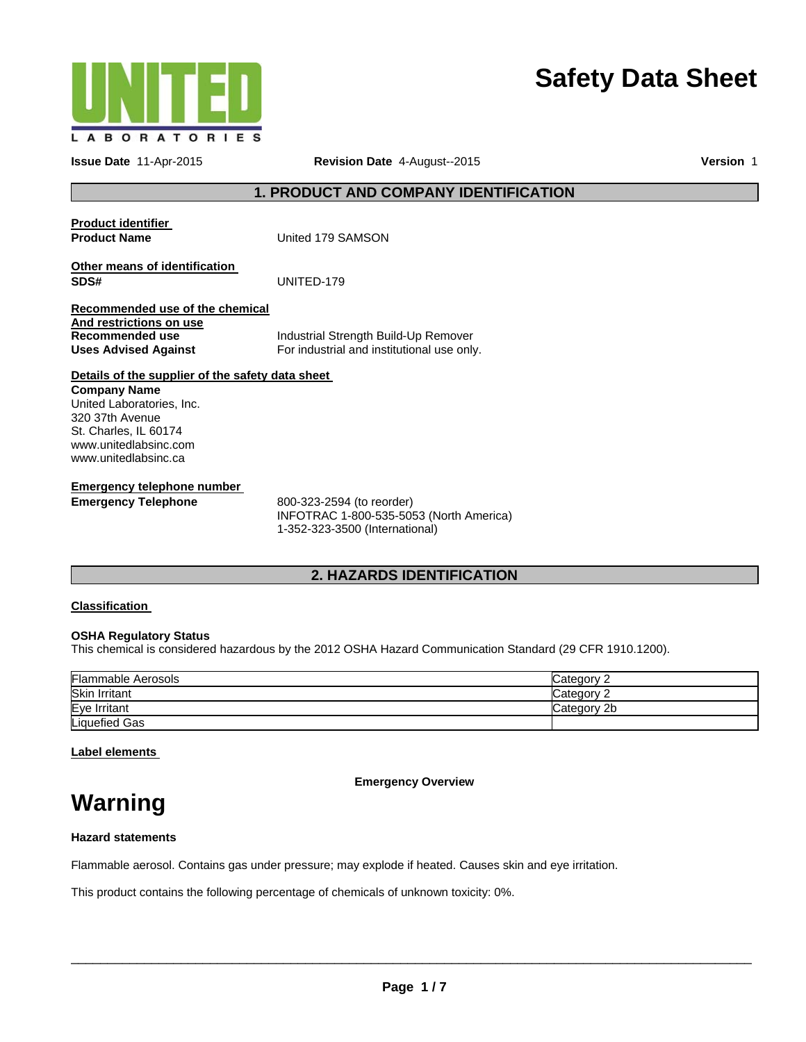UNITED LABORATORIES

# Safety Data Sheet

**Issue Date** 11-Apr-2015 **Revision Date** 4-August--2015 **Version** 1

## 1. PRODUCT AND COMPANY IDENTIFICATION

**Product identifier**

**Product Name** United 179 SAMSON

**Other means of identification**

**SDS#** UNITED-179

**Recommended use of the chemical And restrictions on use**

**Recommended use** Industrial Strength Build-Up Remover

**Uses Advised Against** For industrial and institutional use only.

**Details of the supplier of the safety data sheet**

**Company Name**
United Laboratories, Inc.
320 37th Avenue
St. Charles, IL 60174
www.unitedlabsinc.com
www.unitedlabsinc.ca

**Emergency telephone number**

**Emergency Telephone** 800-323-2594 (to reorder)
INFOTRAC 1-800-535-5053 (North America)
1-352-323-3500 (International)

## 2. HAZARDS IDENTIFICATION

**Classification**

**OSHA Regulatory Status**
This chemical is considered hazardous by the 2012 OSHA Hazard Communication Standard (29 CFR 1910.1200).

| | |
|---|---|
| Flammable Aerosols | Category 2 |
| Skin Irritant | Category 2 |
| Eye Irritant | Category 2b |
| Liquefied Gas | |

**Label elements**

**Emergency Overview**

# Warning

**Hazard statements**

Flammable aerosol. Contains gas under pressure; may explode if heated. Causes skin and eye irritation.

This product contains the following percentage of chemicals of unknown toxicity: 0%.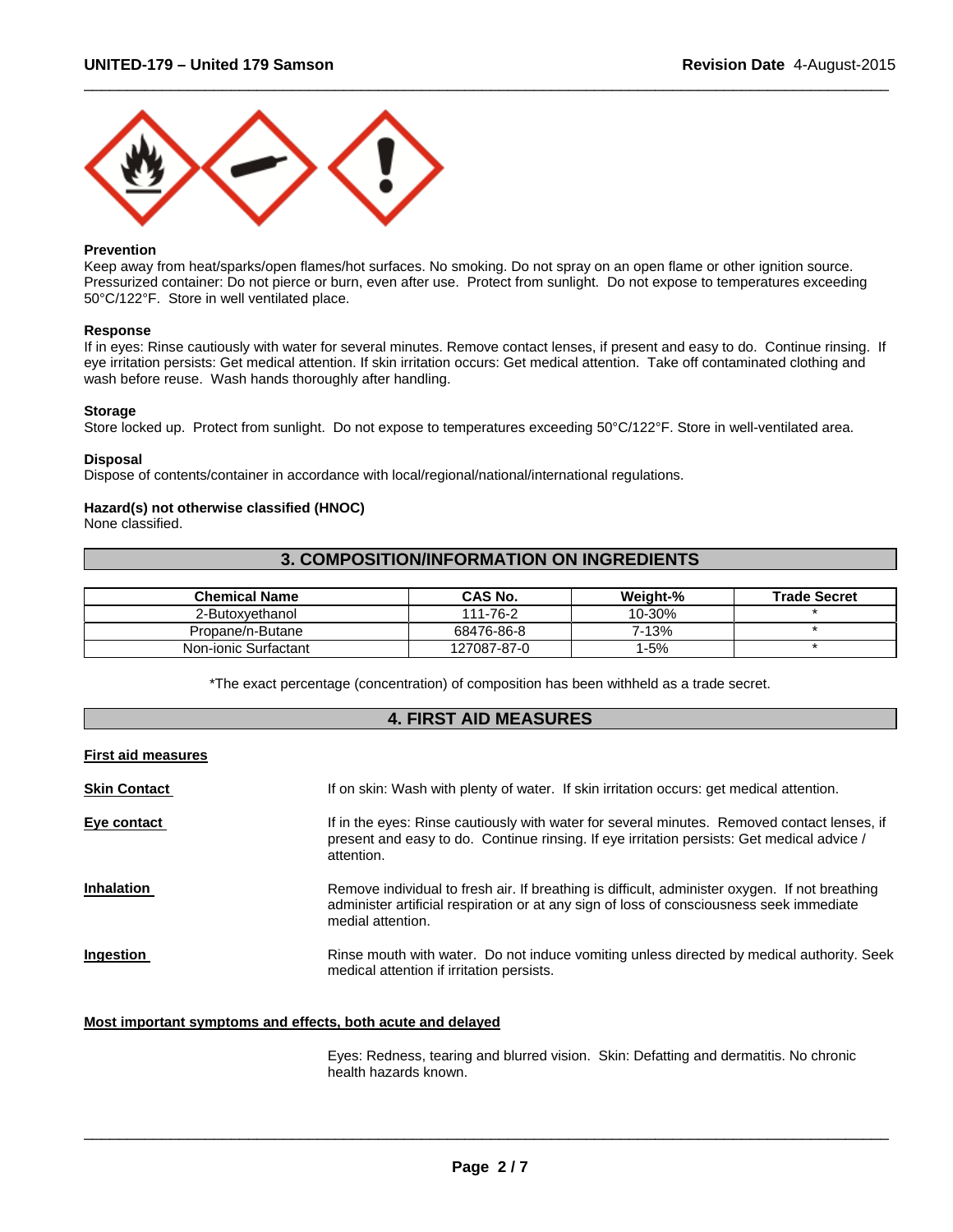**Prevention**
Keep away from heat/sparks/open flames/hot surfaces. No smoking. Do not spray on an open flame or other ignition source. Pressurized container: Do not pierce or burn, even after use. Protect from sunlight. Do not expose to temperatures exceeding 50°C/122°F. Store in well ventilated place.

**Response**
If in eyes: Rinse cautiously with water for several minutes. Remove contact lenses, if present and easy to do. Continue rinsing. If eye irritation persists: Get medical attention. If skin irritation occurs: Get medical attention. Take off contaminated clothing and wash before reuse. Wash hands thoroughly after handling.

**Storage**
Store locked up. Protect from sunlight. Do not expose to temperatures exceeding 50°C/122°F. Store in well-ventilated area.

**Disposal**
Dispose of contents/container in accordance with local/regional/national/international regulations.

**Hazard(s) not otherwise classified (HNOC)**
None classified.

## 3. COMPOSITION/INFORMATION ON INGREDIENTS

| Chemical Name | CAS No. | Weight-% | Trade Secret |
|---|---|---|---|
| 2-Butoxyethanol | 111-76-2 | 10-30% | * |
| Propane/n-Butane | 68476-86-8 | 7-13% | * |
| Non-ionic Surfactant | 127087-87-0 | 1-5% | * |

*The exact percentage (concentration) of composition has been withheld as a trade secret.

## 4. FIRST AID MEASURES

**First aid measures**

**Skin Contact** — If on skin: Wash with plenty of water. If skin irritation occurs: get medical attention.

**Eye contact** — If in the eyes: Rinse cautiously with water for several minutes. Removed contact lenses, if present and easy to do. Continue rinsing. If eye irritation persists: Get medical advice / attention.

**Inhalation** — Remove individual to fresh air. If breathing is difficult, administer oxygen. If not breathing administer artificial respiration or at any sign of loss of consciousness seek immediate medial attention.

**Ingestion** — Rinse mouth with water. Do not induce vomiting unless directed by medical authority. Seek medical attention if irritation persists.

**Most important symptoms and effects, both acute and delayed**

Eyes: Redness, tearing and blurred vision. Skin: Defatting and dermatitis. No chronic health hazards known.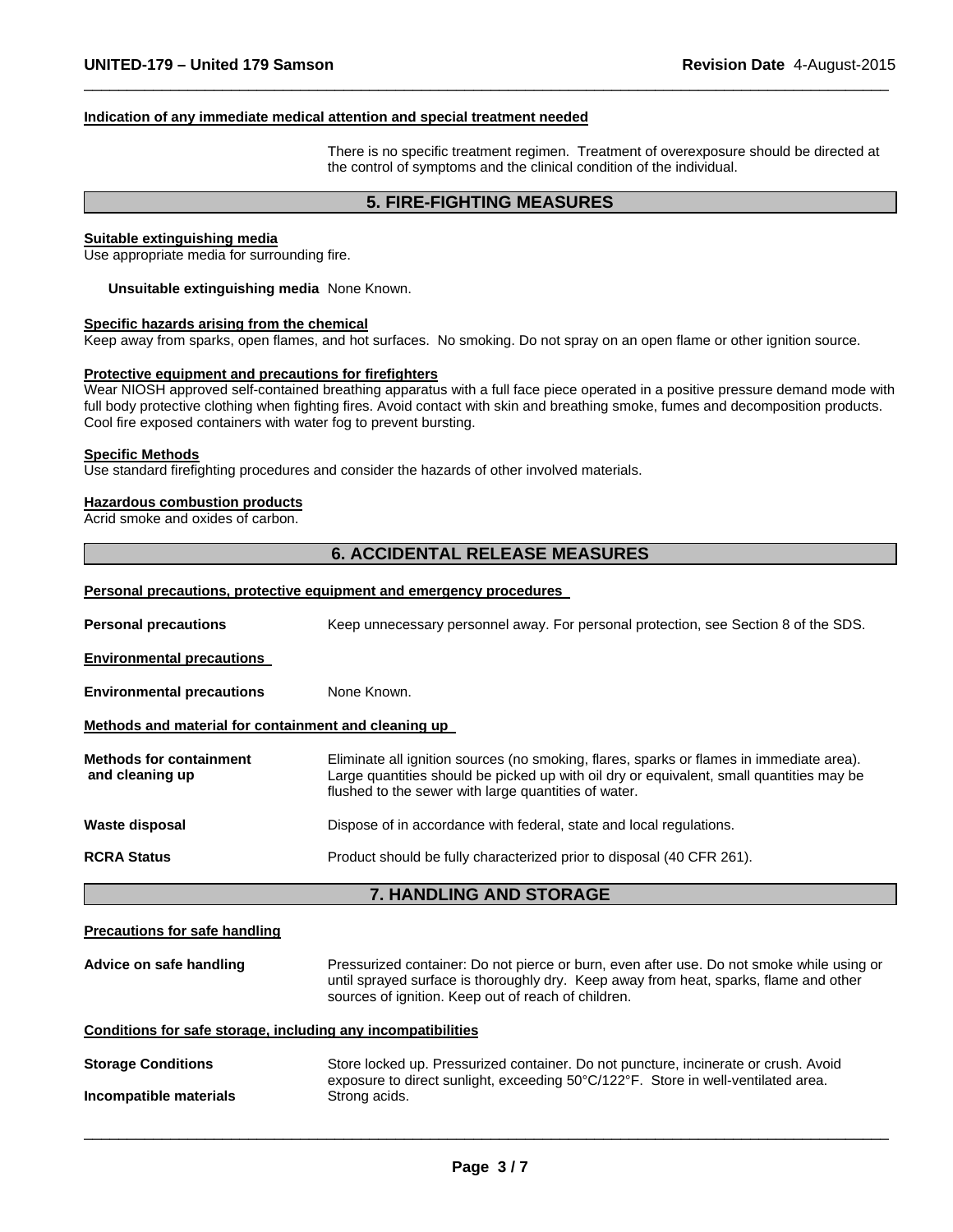#### Indication of any immediate medical attention and special treatment needed

There is no specific treatment regimen. Treatment of overexposure should be directed at the control of symptoms and the clinical condition of the individual.

## 5. FIRE-FIGHTING MEASURES

**Suitable extinguishing media**
Use appropriate media for surrounding fire.

**Unsuitable extinguishing media** None Known.

**Specific hazards arising from the chemical**
Keep away from sparks, open flames, and hot surfaces. No smoking. Do not spray on an open flame or other ignition source.

**Protective equipment and precautions for firefighters**
Wear NIOSH approved self-contained breathing apparatus with a full face piece operated in a positive pressure demand mode with full body protective clothing when fighting fires. Avoid contact with skin and breathing smoke, fumes and decomposition products. Cool fire exposed containers with water fog to prevent bursting.

**Specific Methods**
Use standard firefighting procedures and consider the hazards of other involved materials.

**Hazardous combustion products**
Acrid smoke and oxides of carbon.

## 6. ACCIDENTAL RELEASE MEASURES

**Personal precautions, protective equipment and emergency procedures**

**Personal precautions** Keep unnecessary personnel away. For personal protection, see Section 8 of the SDS.

**Environmental precautions**

**Environmental precautions** None Known.

**Methods and material for containment and cleaning up**

**Methods for containment and cleaning up** Eliminate all ignition sources (no smoking, flares, sparks or flames in immediate area). Large quantities should be picked up with oil dry or equivalent, small quantities may be flushed to the sewer with large quantities of water.

**Waste disposal** Dispose of in accordance with federal, state and local regulations.

**RCRA Status** Product should be fully characterized prior to disposal (40 CFR 261).

## 7. HANDLING AND STORAGE

**Precautions for safe handling**

**Advice on safe handling** Pressurized container: Do not pierce or burn, even after use. Do not smoke while using or until sprayed surface is thoroughly dry. Keep away from heat, sparks, flame and other sources of ignition. Keep out of reach of children.

**Conditions for safe storage, including any incompatibilities**

**Storage Conditions** Store locked up. Pressurized container. Do not puncture, incinerate or crush. Avoid exposure to direct sunlight, exceeding 50°C/122°F. Store in well-ventilated area.

**Incompatible materials** Strong acids.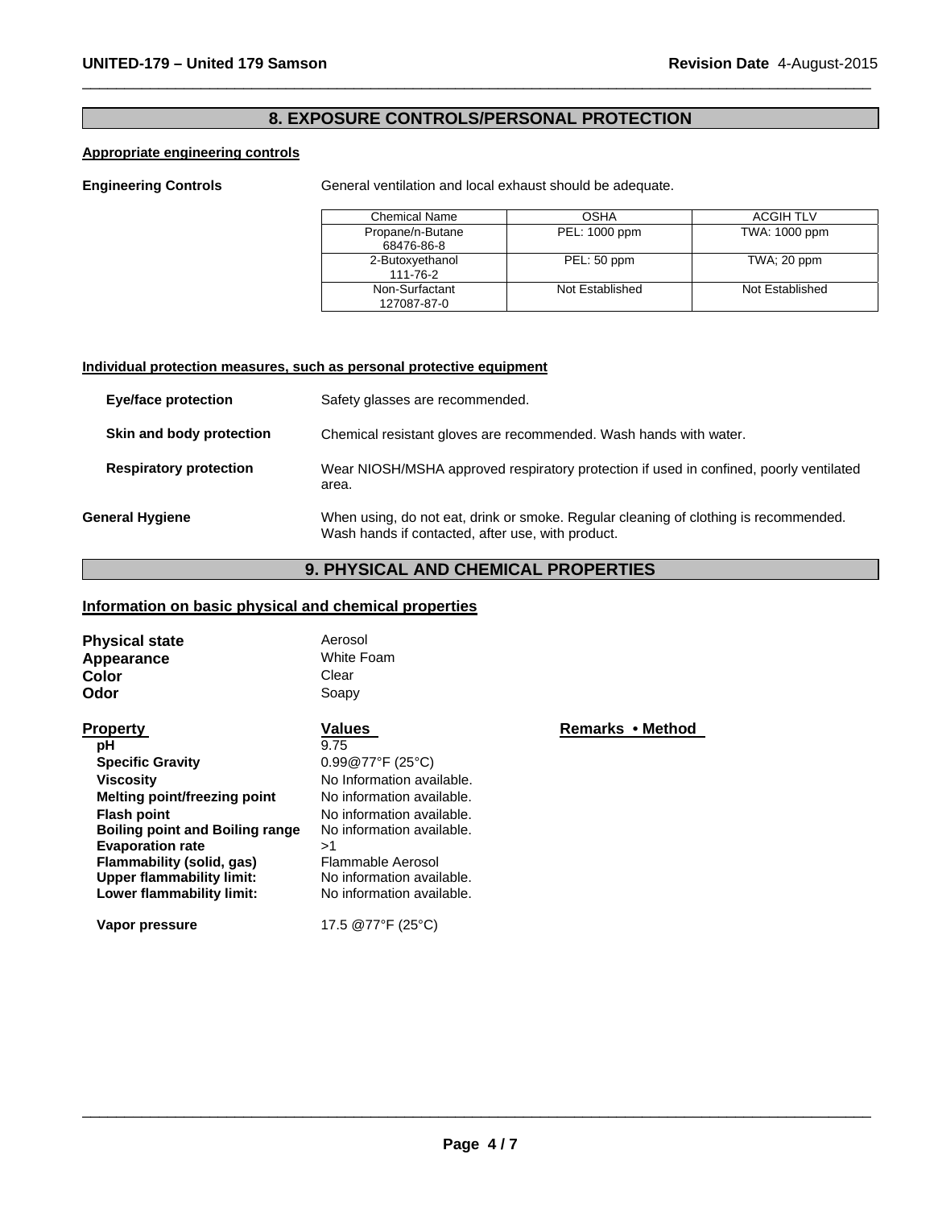## 8. EXPOSURE CONTROLS/PERSONAL PROTECTION

**Appropriate engineering controls**

**Engineering Controls** General ventilation and local exhaust should be adequate.

| Chemical Name | OSHA | ACGIH TLV |
|---|---|---|
| Propane/n-Butane 68476-86-8 | PEL: 1000 ppm | TWA: 1000 ppm |
| 2-Butoxyethanol 111-76-2 | PEL: 50 ppm | TWA; 20 ppm |
| Non-Surfactant 127087-87-0 | Not Established | Not Established |

**Individual protection measures, such as personal protective equipment**

**Eye/face protection** Safety glasses are recommended.

**Skin and body protection** Chemical resistant gloves are recommended. Wash hands with water.

**Respiratory protection** Wear NIOSH/MSHA approved respiratory protection if used in confined, poorly ventilated area.

**General Hygiene** When using, do not eat, drink or smoke. Regular cleaning of clothing is recommended. Wash hands if contacted, after use, with product.

## 9. PHYSICAL AND CHEMICAL PROPERTIES

**Information on basic physical and chemical properties**

**Physical state** Aerosol
**Appearance** White Foam
**Color** Clear
**Odor** Soapy

| Property | Values | Remarks • Method |
|---|---|---|
| pH | 9.75 | |
| Specific Gravity | 0.99@77°F (25°C) | |
| Viscosity | No Information available. | |
| Melting point/freezing point | No information available. | |
| Flash point | No information available. | |
| Boiling point and Boiling range | No information available. | |
| Evaporation rate | >1 | |
| Flammability (solid, gas) | Flammable Aerosol | |
| Upper flammability limit: | No information available. | |
| Lower flammability limit: | No information available. | |
| Vapor pressure | 17.5 @77°F (25°C) | |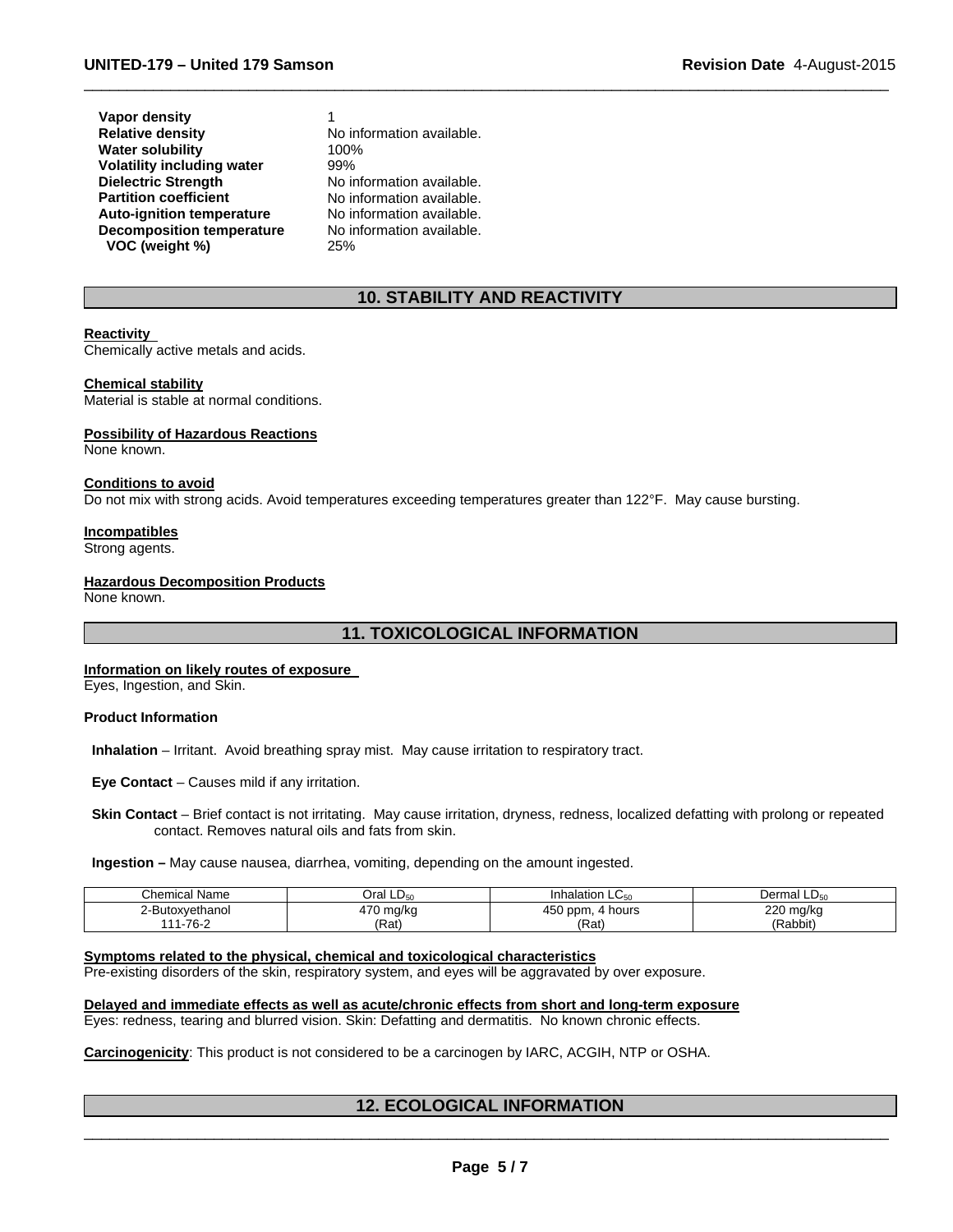| | |
|---|---|
| **Vapor density** | 1 |
| **Relative density** | No information available. |
| **Water solubility** | 100% |
| **Volatility including water** | 99% |
| **Dielectric Strength** | No information available. |
| **Partition coefficient** | No information available. |
| **Auto-ignition temperature** | No information available. |
| **Decomposition temperature** | No information available. |
| **VOC (weight %)** | 25% |

## 10. STABILITY AND REACTIVITY

**Reactivity**
Chemically active metals and acids.

**Chemical stability**
Material is stable at normal conditions.

**Possibility of Hazardous Reactions**
None known.

**Conditions to avoid**
Do not mix with strong acids. Avoid temperatures exceeding temperatures greater than 122°F. May cause bursting.

**Incompatibles**
Strong agents.

**Hazardous Decomposition Products**
None known.

## 11. TOXICOLOGICAL INFORMATION

**Information on likely routes of exposure**
Eyes, Ingestion, and Skin.

**Product Information**

**Inhalation** – Irritant. Avoid breathing spray mist. May cause irritation to respiratory tract.

**Eye Contact** – Causes mild if any irritation.

**Skin Contact** – Brief contact is not irritating. May cause irritation, dryness, redness, localized defatting with prolong or repeated contact. Removes natural oils and fats from skin.

**Ingestion –** May cause nausea, diarrhea, vomiting, depending on the amount ingested.

| Chemical Name | Oral $LD_{50}$ | Inhalation $LC_{50}$ | Dermal $LD_{50}$ |
|---|---|---|---|
| 2-Butoxyethanol 111-76-2 | 470 mg/kg (Rat) | 450 ppm, 4 hours (Rat) | 220 mg/kg (Rabbit) |

**Symptoms related to the physical, chemical and toxicological characteristics**
Pre-existing disorders of the skin, respiratory system, and eyes will be aggravated by over exposure.

**Delayed and immediate effects as well as acute/chronic effects from short and long-term exposure**
Eyes: redness, tearing and blurred vision. Skin: Defatting and dermatitis. No known chronic effects.

**Carcinogenicity**: This product is not considered to be a carcinogen by IARC, ACGIH, NTP or OSHA.

## 12. ECOLOGICAL INFORMATION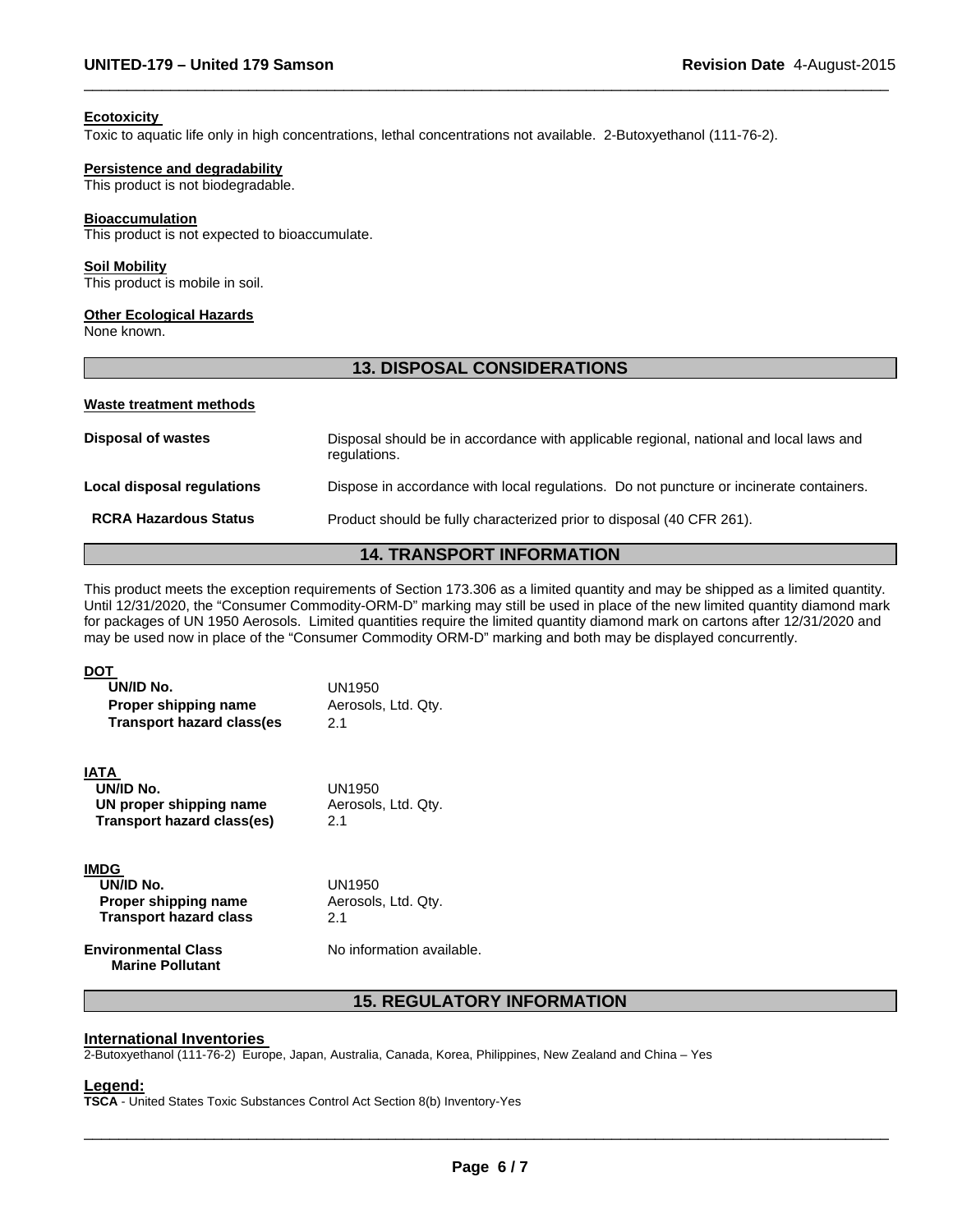#### Ecotoxicity

Toxic to aquatic life only in high concentrations, lethal concentrations not available. 2-Butoxyethanol (111-76-2).

#### Persistence and degradability

This product is not biodegradable.

#### Bioaccumulation

This product is not expected to bioaccumulate.

#### Soil Mobility

This product is mobile in soil.

#### Other Ecological Hazards

None known.

## 13. DISPOSAL CONSIDERATIONS

#### Waste treatment methods

| | |
|---|---|
| **Disposal of wastes** | Disposal should be in accordance with applicable regional, national and local laws and regulations. |
| **Local disposal regulations** | Dispose in accordance with local regulations. Do not puncture or incinerate containers. |
| **RCRA Hazardous Status** | Product should be fully characterized prior to disposal (40 CFR 261). |

## 14. TRANSPORT INFORMATION

This product meets the exception requirements of Section 173.306 as a limited quantity and may be shipped as a limited quantity. Until 12/31/2020, the "Consumer Commodity-ORM-D" marking may still be used in place of the new limited quantity diamond mark for packages of UN 1950 Aerosols. Limited quantities require the limited quantity diamond mark on cartons after 12/31/2020 and may be used now in place of the "Consumer Commodity ORM-D" marking and both may be displayed concurrently.

#### DOT

| | |
|---|---|
| **UN/ID No.** | UN1950 |
| **Proper shipping name** | Aerosols, Ltd. Qty. |
| **Transport hazard class(es** | 2.1 |

#### IATA

| | |
|---|---|
| **UN/ID No.** | UN1950 |
| **UN proper shipping name** | Aerosols, Ltd. Qty. |
| **Transport hazard class(es)** | 2.1 |

#### IMDG

| | |
|---|---|
| **UN/ID No.** | UN1950 |
| **Proper shipping name** | Aerosols, Ltd. Qty. |
| **Transport hazard class** | 2.1 |

| | |
|---|---|
| **Environmental Class Marine Pollutant** | No information available. |

## 15. REGULATORY INFORMATION

#### International Inventories

2-Butoxyethanol (111-76-2) Europe, Japan, Australia, Canada, Korea, Philippines, New Zealand and China – Yes

#### Legend:

**TSCA** - United States Toxic Substances Control Act Section 8(b) Inventory-Yes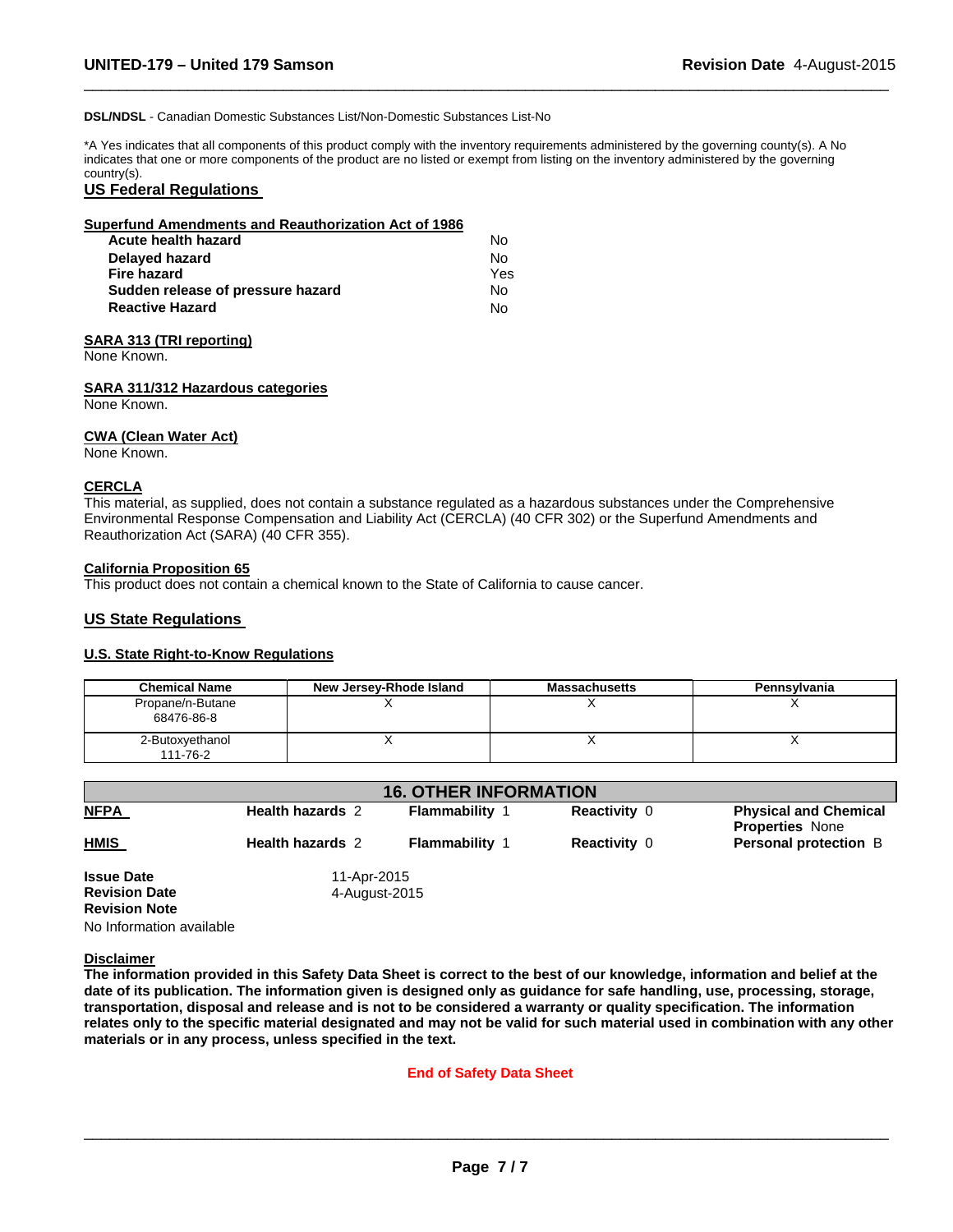**DSL/NDSL** - Canadian Domestic Substances List/Non-Domestic Substances List-No

*A Yes indicates that all components of this product comply with the inventory requirements administered by the governing county(s). A No indicates that one or more components of the product are no listed or exempt from listing on the inventory administered by the governing country(s).

## US Federal Regulations

### Superfund Amendments and Reauthorization Act of 1986

| | |
|---|---|
| **Acute health hazard** | No |
| **Delayed hazard** | No |
| **Fire hazard** | Yes |
| **Sudden release of pressure hazard** | No |
| **Reactive Hazard** | No |

### SARA 313 (TRI reporting)

None Known.

### SARA 311/312 Hazardous categories

None Known.

### CWA (Clean Water Act)

None Known.

### CERCLA

This material, as supplied, does not contain a substance regulated as a hazardous substances under the Comprehensive Environmental Response Compensation and Liability Act (CERCLA) (40 CFR 302) or the Superfund Amendments and Reauthorization Act (SARA) (40 CFR 355).

### California Proposition 65

This product does not contain a chemical known to the State of California to cause cancer.

## US State Regulations

### U.S. State Right-to-Know Regulations

| Chemical Name | New Jersey-Rhode Island | Massachusetts | Pennsylvania |
|---|---|---|---|
| Propane/n-Butane 68476-86-8 | X | X | X |
| 2-Butoxyethanol 111-76-2 | X | X | X |

## 16. OTHER INFORMATION

| | | | | |
|---|---|---|---|---|
| **NFPA** | **Health hazards** 2 | **Flammability** 1 | **Reactivity** 0 | **Physical and Chemical Properties** None |
| **HMIS** | **Health hazards** 2 | **Flammability** 1 | **Reactivity** 0 | **Personal protection** B |

**Issue Date** 11-Apr-2015
**Revision Date** 4-August-2015
**Revision Note**
No Information available

### Disclaimer

**The information provided in this Safety Data Sheet is correct to the best of our knowledge, information and belief at the date of its publication. The information given is designed only as guidance for safe handling, use, processing, storage, transportation, disposal and release and is not to be considered a warranty or quality specification. The information relates only to the specific material designated and may not be valid for such material used in combination with any other materials or in any process, unless specified in the text.**

**End of Safety Data Sheet**